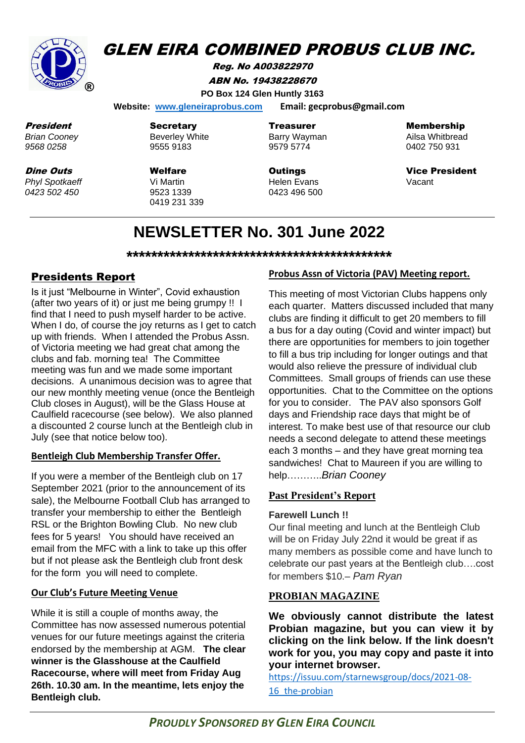# GLEN EIRA COMBINED PROBUS CLUB INC.

**Reg. No A003822970**

**ABN No. 19438228670**

**PO Box 124 Glen Huntly 3163**

**Website: [www.gleneiraprobus.com](http://www.gleneiraprobus.com)** **Email: gecprobus@gmail.com**

| **President** | **Secretary** | **Treasurer** | **Membership** |
|---|---|---|---|
| *Brian Cooney* | Beverley White | Barry Wayman | Ailsa Whitbread |
| *9568 0258* | 9555 9183 | 9579 5774 | 0402 750 931 |
| **Dine Outs** | **Welfare** | **Outings** | **Vice President** |
| *Phyl Spotkaeff* | Vi Martin | Helen Evans | Vacant |
| *0423 502 450* | 9523 1339 | 0423 496 500 | |
| | 0419 231 339 | | |

# NEWSLETTER No. 301 June 2022

**\*\*\*\*\*\*\*\*\*\*\*\*\*\*\*\*\*\*\*\*\*\*\*\*\*\*\*\*\*\*\*\*\*\*\*\*\*\*\*\*\*\*\*\*\*\***

## Presidents Report

Is it just "Melbourne in Winter", Covid exhaustion (after two years of it) or just me being grumpy !! I find that I need to push myself harder to be active. When I do, of course the joy returns as I get to catch up with friends. When I attended the Probus Assn. of Victoria meeting we had great chat among the clubs and fab. morning tea! The Committee meeting was fun and we made some important decisions. A unanimous decision was to agree that our new monthly meeting venue (once the Bentleigh Club closes in August), will be the Glass House at Caulfield racecourse (see below). We also planned a discounted 2 course lunch at the Bentleigh club in July (see that notice below too).

### Bentleigh Club Membership Transfer Offer.

If you were a member of the Bentleigh club on 17 September 2021 (prior to the announcement of its sale), the Melbourne Football Club has arranged to transfer your membership to either the Bentleigh RSL or the Brighton Bowling Club. No new club fees for 5 years! You should have received an email from the MFC with a link to take up this offer but if not please ask the Bentleigh club front desk for the form you will need to complete.

### Our Club's Future Meeting Venue

While it is still a couple of months away, the Committee has now assessed numerous potential venues for our future meetings against the criteria endorsed by the membership at AGM. **The clear winner is the Glasshouse at the Caulfield Racecourse, where will meet from Friday Aug 26th. 10.30 am. In the meantime, lets enjoy the Bentleigh club.**

### Probus Assn of Victoria (PAV) Meeting report.

This meeting of most Victorian Clubs happens only each quarter. Matters discussed included that many clubs are finding it difficult to get 20 members to fill a bus for a day outing (Covid and winter impact) but there are opportunities for members to join together to fill a bus trip including for longer outings and that would also relieve the pressure of individual club Committees. Small groups of friends can use these opportunities. Chat to the Committee on the options for you to consider. The PAV also sponsors Golf days and Friendship race days that might be of interest. To make best use of that resource our club needs a second delegate to attend these meetings each 3 months – and they have great morning tea sandwiches! Chat to Maureen if you are willing to help………..*Brian Cooney*

### Past President's Report

**Farewell Lunch !!**

Our final meeting and lunch at the Bentleigh Club will be on Friday July 22nd it would be great if as many members as possible come and have lunch to celebrate our past years at the Bentleigh club….cost for members $10.– *Pam Ryan*

### PROBIAN MAGAZINE

**We obviously cannot distribute the latest Probian magazine, but you can view it by clicking on the link below. If the link doesn't work for you, you may copy and paste it into your internet browser.**

[https://issuu.com/starnewsgroup/docs/2021-08-16_the-probian](https://issuu.com/starnewsgroup/docs/2021-08-16_the-probian)

***PROUDLY SPONSORED BY GLEN EIRA COUNCIL***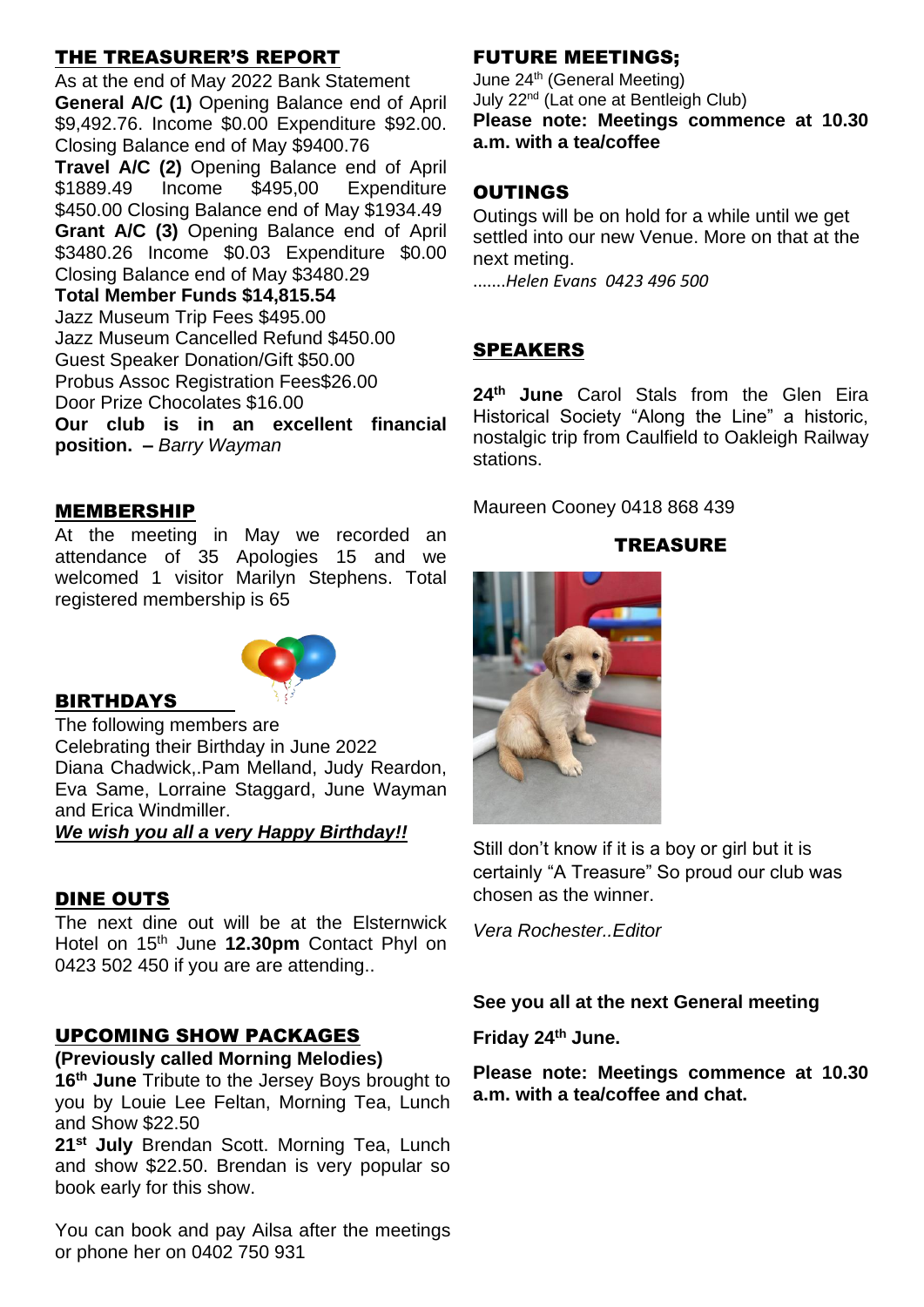## THE TREASURER'S REPORT

As at the end of May 2022 Bank Statement

**General A/C (1)** Opening Balance end of April $9,492.76. Income $0.00 Expenditure $92.00. Closing Balance end of May $9400.76

**Travel A/C (2)** Opening Balance end of April $1889.49 Income $495,00 Expenditure $450.00 Closing Balance end of May $1934.49

**Grant A/C (3)** Opening Balance end of April $3480.26 Income $0.03 Expenditure $0.00 Closing Balance end of May $3480.29

**Total Member Funds $14,815.54**

Jazz Museum Trip Fees $495.00

Jazz Museum Cancelled Refund $450.00

Guest Speaker Donation/Gift $50.00

Probus Assoc Registration Fees$26.00

Door Prize Chocolates $16.00

**Our club is in an excellent financial position. –** *Barry Wayman*

## MEMBERSHIP

At the meeting in May we recorded an attendance of 35 Apologies 15 and we welcomed 1 visitor Marilyn Stephens. Total registered membership is 65

## BIRTHDAYS

The following members are Celebrating their Birthday in June 2022 Diana Chadwick,.Pam Melland, Judy Reardon, Eva Same, Lorraine Staggard, June Wayman and Erica Windmiller.

***We wish you all a very Happy Birthday!!***

## DINE OUTS

The next dine out will be at the Elsternwick Hotel on 15th June **12.30pm** Contact Phyl on 0423 502 450 if you are are attending..

## UPCOMING SHOW PACKAGES

**(Previously called Morning Melodies)**

**16th June** Tribute to the Jersey Boys brought to you by Louie Lee Feltan, Morning Tea, Lunch and Show $22.50

**21st July** Brendan Scott. Morning Tea, Lunch and show $22.50. Brendan is very popular so book early for this show.

You can book and pay Ailsa after the meetings or phone her on 0402 750 931

## FUTURE MEETINGS;

June 24th (General Meeting)

July 22nd (Lat one at Bentleigh Club)

**Please note: Meetings commence at 10.30 a.m. with a tea/coffee**

## OUTINGS

Outings will be on hold for a while until we get settled into our new Venue. More on that at the next meting.

.......*Helen Evans 0423 496 500*

## SPEAKERS

**24th June** Carol Stals from the Glen Eira Historical Society "Along the Line" a historic, nostalgic trip from Caulfield to Oakleigh Railway stations.

Maureen Cooney 0418 868 439

## TREASURE

Still don't know if it is a boy or girl but it is certainly "A Treasure" So proud our club was chosen as the winner.

*Vera Rochester..Editor*

**See you all at the next General meeting**

**Friday 24th June.**

**Please note: Meetings commence at 10.30 a.m. with a tea/coffee and chat.**